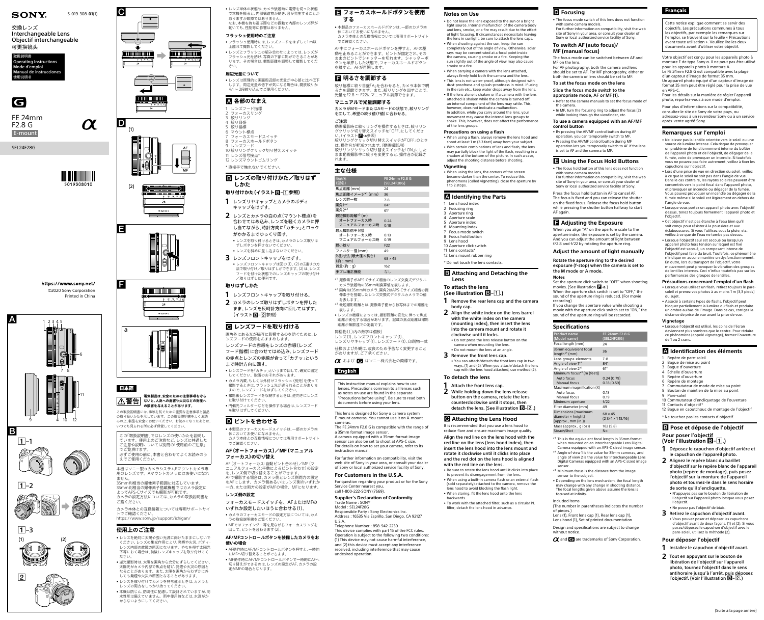SONY

5-019-308-**01**(1)

交換レンズ
Interchangeable Lens
Objectif interchangeable
可更换镜头

取扱説明書
Operating Instructions
Mode d'emploi
Manual de instrucciones
使用说明书

FE 24mm
F2.8 G
E-mount

SEL24F28G

5019308010

https://www.sony.net/
©2020 Sony Corporation
Printed in China

A

1 2 3 4 5 6 7 8 9 10 11 12

B

1–1

1–2

1–3

(1) (2)

2

C

D

(1)

AF
MF

(2)

E

F

a

## 日本語

**⚠警告** **電気製品は、安全のための注意事項を守らないと、人身への危害や火災などの財産への損害を与えることがあります。**

この取扱説明書には、事故を防ぐための重要な注意事項と製品の取り扱いかたを示しています。この取扱説明書をよくお読みの上、製品を安全にお使いください。お読みになったあとは、いつでも見られる所に必ず保管してください。

この「取扱説明書」ではレンズの使いかたを説明しています。使用上のご注意など、レンズに共通したご注意や説明については別冊の「使用前のご注意」をご覧ください。
必ずご使用の前に、本書と合わせてよくお読みのうえで使用ください。

本機はソニー製αカメラシステムEマウントカメラ専用のレンズです。Aマウントカメラにはお使いになれません。
35mm判相当の撮像素子範囲に対応しています。35mm判相当の撮像素子搭載機種ではカメラ設定によってAPS-Cサイズでも撮影が可能です。
カメラの設定方法については、カメラの取扱説明書をご覧ください。

カメラ本体との互換情報についてはサポートサイトでご確認ください。
https://www.sony.jp/support/ichigan/

## 使用上のご注意

- レンズを絶対に太陽や強い光源に向けたままにしないでください。レンズの集光作用により、発煙や火災、ボディーレンズ内部の故障の原因になります。やむを得ず太陽光下等において場合は、前後レンズキャップを取り付けてください。
- 逆光撮影時は、太陽を画角から充分にずらしてください。太陽光がカメラ内部で焦点を結び、発煙や火災の原因となることがあります。また、太陽を画角からわずかに外しても発煙や火災の原因となることがあります。
- レンズを取り付けてカメラを持ち運ぶときは、カメラとレンズの両方をしっかり持ってください。
- 本機は防じん、防滴性に配慮して設計されていますが、防水性能は備えていません。雨中使用時などは、水滴がかからないようにしてください。
- レンズ単体の状態や、カメラ装着時に電源を切った状態で本機を振ると、内部構造物が動き、音が発生することがありますが故障ではありません。
なお、本機を持ち運ぶ際などの振動で内部のレンズ群が動いても、性能等に影響はありません。

### フラッシュ使用時のご注意

- フラッシュ使用時には、レンズフードをはずして1m以上離れて撮影してください。
- レンズとフラッシュの組み合わせによっては、レンズがフラッシュ光を妨げ、写真の下部に影ができることがあります。その場合は、撮影距離を調整して撮影してください。

### 周辺光量について

- レンズは原理的に画面周辺部の光量が中心部に比べ低下します。周辺光量の低下が気になる場合は、開放絞りから1～2段絞り込んでご使用ください。

## A 各部のなまえ

1 レンズフード指標
2 フォーカスリング
3 絞りリング
4 絞り目盛
5 絞り指標
6 マウント標点
7 フォーカスモードスイッチ
8 フォーカスホールドボタン
9 レンズフード
10 絞りリングクリック切り替えスイッチ
11 レンズ信号接点*
12 レンズマウントゴムリング

* 直接手で触れないでください。

## B レンズの取り付けかた／取りはずしかた

### 取り付けかた（イラストB-1参照）

1. レンズリヤキャップとカメラのボディキャップをはずす。
2. レンズとカメラの白の点（マウント標点）を合わせては込み、レンズを軽くカメラに押し当てながら、時計方向に「カチッ」とロックがかかるまでゆっくり回す。
   - レンズを取り付けるときは、カメラのレンズ取りはずしボタンを押さないでください。
   - レンズを斜めに差し込まないでください。
3. レンズフロントキャップをはずす。
   - レンズフロントキャップは図の(1)、(2)の2通りの方法で取り付け／取りはずしができます。(2)は、レンズフードを付けた状態でのレンズキャップの取り付け／取りはずしに便利です。

### 取りはずしかた

1. レンズフロントキャップを取り付ける。
2. カメラのレンズ取りはずしボタンを押したまま、レンズを反時計方向に回してはずす。（イラストB-2参照）

## C レンズフードを取り付ける

画角外にある光が描写に影響するのを防ぐために、レンズフードの使用をおすすめします。

レンズフードの赤線をレンズの赤線（レンズフード指標）に合わせてはめ込み、レンズフードの赤点とレンズの赤線が合って「カチッ」というまで時計方向に回す。

- レンズフードを「カチッ」というまで回して、確実に固定してください。脱落のおそれがあります。
- カメラ内蔵、もしくは外付けフラッシュ（別売）を使って撮影するときは、フラッシュ光が遮られることがありますので、レンズフードをはずしてください。
- 撮影後レンズフードを収納するときは、逆向きにレンズに取り付けてください。
- 円偏光フィルターなどを操作する場合は、レンズフードを取りはずしてください。

## D ピントを合わせる

- 本製品のフォーカスモードスイッチは、一部のカメラ本体においてお使いになれません。
カメラ本体との互換情報についてはサポートサイトでご確認ください。

### AF（オートフォーカス）／MF（マニュアルフォーカス）の切り替え

AF（オートフォーカス：自動ピント合わせ）／MF（マニュアルフォーカス：手動によるピント合わせ）の設定を、レンズ側で切り替えることができます。
AFで撮影する場合は、カメラ側とレンズ側両方の設定をAFにします。カメラ側あるいはレンズ側のいずれか一方、または両方の設定がMFの場合、MFになります。

### レンズ側の設定

フォーカスモードスイッチを、AFまたはMFのいずれか設定したいほうに合わせる(1)。

- カメラのフォーカスモードの設定方法については、カメラの取扱説明書をご覧ください。
- MFではファインダー等を見ながらフォーカスリングを回して、ピントを合わせます(2)。

### AF/MFコントロールボタンを装備したカメラをお使いの場合

- AF動作時にAF/MFコントロールボタンを押すと、一時的にMFへ切り替えることができます。
- MF動作時にAF/MFコントロールボタンで一時的にAFへ切り替えができるのは、レンズの設定がAF、カメラの設定がMFの場合となります。

## E フォーカスホールドボタンを使用する

- 本製品のフォーカスホールドボタンは、一部のカメラ本体においてお使いになれません。
カメラ本体との互換情報については専用サポートサイトでご確認ください。

AF中にフォーカスホールドボタンを押すと、AFの駆動を止めることができます。ピントが固定され、そのままのピントでシャッターを切れます。シャッターボタンを半押ししたままで、フォーカスホールドボタンを離すと、AFが再開します。

## F 明るさを調節する

絞り指標に絞り目盛「A」を合わせると、カメラ本体で明るさを調節できます。また、絞りリングを回すことで、光量をF2.8～F22にマニュアル調節できます。

### マニュアルで光量調節する

カメラがMモードまたはAモードの状態で、絞りリングを回して、希望の絞り値（F値）に合わせる。

### ご注意

動画撮影時に絞りリングを操作するときは、絞りリングクリック切り替えスイッチを「OFF」にしてください。（イラストF-a参照）
絞りリングクリック切り替えスイッチが「OFF」のときは、操作音が軽減されます。（動画撮影用）
絞りリングクリック切り替えスイッチを「ON」にしたまま動画撮影中に絞りを変更すると、操作音が記録されます。

## 主な仕様

| 商品名（型名） | FE 24mm F2.8 G (SEL24F28G) |
|---|---|
| 焦点距離(mm) | 24 |
| 焦点距離イメージ*1 (mm) | 36 |
| レンズ群ー枚 | 7-8 |
| 画角1*2 | 84° |
| 画角2*2 | 61° |
| 最短撮影距離*3 (m) オートフォーカス時 | 0.24 |
| マニュアルフォーカス時 | 0.18 |
| 最大撮影倍率(倍) オートフォーカス時 | 0.13 |
| マニュアルフォーカス時 | 0.19 |
| 最小絞り | F22 |
| フィルター径(mm) | 49 |
| 外形寸法（最大径×長さ）(約：mm) | 68 × 45 |
| 質量（約：g） | 162 |
| 手ブレ補正機能 | なし |

*1 撮像素子がAPS-Cサイズ相当の レンズ交換式デジタルカメラ装着時の35mm判換算値を表します。
*2 画角1は35mm判カメラ、画角2はAPS-Cサイズ相当の撮像素子を搭載したレンズ交換式デジタルカメラでの値を表します。
*3 最短撮影距離とは、撮像素子面から被写体までの距離を表します。
- レンズの機構によっては、撮影距離の変化に伴って焦点距離が変化する場合があります。記載の焦点距離は撮影距離が無限遠での定義です。

同梱物（（）内の数字は個数）
レンズ(1)、レンズフロントキャップ(1)、レンズリヤキャップ(1)、レンズフード(1)、印刷物一式

仕様および外観は、改良のため予告なく変更することがありますが、ご了承ください。

α および G はソニー株式会社の商標です。

## English

This instruction manual explains how to use lenses. Precautions common to all lenses such as notes on use are found in the separate "Precautions before using". Be sure to read both documents before using your lens.

This lens is designed for Sony α camera system E-mount cameras. You cannot use it on A-mount cameras.
The FE 24mm F2.8 G is compatible with the range of a 35mm format image sensor.
A camera equipped with a 35mm format image sensor can also be set to shoot at APS-C size.
For details on how to set your camera, refer to its instruction manual.

For further information on compatibility, visit the web site of Sony in your area, or consult your dealer of Sony or local authorized service facility of Sony.

### For Customers in the U.S.A.

For question regarding your product or for the Sony Service Center nearest you,
call 1-800-222-SONY (7669).

**Supplier's Declaration of Conformity**
Trade Name : SONY
Model : SEL24F28G
Responsible Party : Sony Electronics Inc.
Address : 16535 Via Esprillo, San Diego, CA 92127 U.S.A.
Telephone Number : 858-942-2230
This device complies with part 15 of the FCC rules. Operation is subject to the following two conditions: (1) This device may not cause harmful interference, and (2) this device must accept any interference received, including interference that may cause undesired operation.

### Notes on Use

- Do not leave the lens exposed to the sun or a bright light source. Internal malfunction of the camera body and lens, smoke, or a fire may result due to the effect of light focusing. If circumstances necessitate leaving the lens in sunlight, be sure to attach the lens caps.
- When shooting against the sun, keep the sun completely out of the angle of view. Otherwise, solar rays may be concentrated at a focal point inside the camera, causing smoke or a fire. Keeping the sun slightly out of the angle of view may also cause smoke or a fire.
- When carrying a camera with the lens attached, always firmly hold both the camera and the lens.
- This lens is not water-proof, although designed with dust-proofness and splash-proofness in mind. If using in the rain etc., keep water drops away from the lens.
- If the lens alone is shaken or if a camera with the lens attached is shaken while the camera is turned off, an internal component of the lens may rattle. This, however, does not indicate a malfunction.
In addition, while you carry around the lens, your movement may cause the internal lens groups to shake. This, however, does not affect the performance of the lens groups.

#### Precautions on using a flash

- When using a flash, always remove the lens hood and shoot at least 1 m (3.3 feet) away from your subject.
- With certain combinations of lens and flash, the lens may partially block the light of the flash, resulting in a shadow at the bottom of the picture. In such a case, adjust the shooting distance before shooting.

#### Vignetting

- When using the lens, the corners of the screen become darker than the center. To reduce this phenomena (called vignetting), close the aperture by 1 to 2 stops.

## A Identifying the Parts

1 Lens hood index
2 Focusing ring
3 Aperture ring
4 Aperture scale
5 Aperture index
6 Mounting index
7 Focus mode switch
8 Focus hold button
9 Lens hood
10 Aperture click switch
11 Lens contacts*
12 Lens mount rubber ring

* Do not touch the lens contacts.

## B Attaching and Detaching the Lens

### To attach the lens (See illustration B–1.)

1. Remove the rear lens cap and the camera body cap.
2. Align the white index on the lens barrel with the white index on the camera (mounting index), then insert the lens into the camera mount and rotate it clockwise until it locks.
   - Do not press the lens release button on the camera when mounting the lens.
   - Do not mount the lens at an angle.
3. Remove the front lens cap.
   - You can attach/detach the front lens cap in two ways, (1) and (2). When you attach/detach the lens cap with the lens hood attached, use method (2).

### To detach the lens

1. Attach the front lens cap.
2. While holding down the lens release button on the camera, rotate the lens counterclockwise until it stops, then detach the lens. (See illustration B–2.)

## C Attaching the Lens Hood

It is recommended that you use a lens hood to reduce flare and ensure maximum image quality.

Align the red line on the lens hood with the red line on the lens (lens hood index), then insert the lens hood into the lens mount and rotate it clockwise until it clicks into place and the red dot on the lens hood is aligned with the red line on the lens.

- Be sure to rotate the lens hood until it clicks into place to prevent its disengagement from the lens.
- When using a built-in camera flash or an external flash (sold separately) attached to the camera, remove the lens hood to avoid blocking the flash light.
- When storing, fit the lens hood onto the lens backwards.
- To work with the attached filter, such as a circular PL filter, detach the lens hood in advance.

## D Focusing

- The focus mode switch of this lens does not function with some camera models.
For further information on compatibility, visit the web site of Sony in your area, or consult your dealer of Sony or local authorized service facility of Sony.

### To switch AF (auto focus)/MF (manual focus)

The focus mode can be switched between AF and MF on the lens.
For AF photography, both the camera and lens should be set to AF. For MF photography, either or both the camera or lens should be set to MF.

#### To set the focus mode on the lens

Slide the focus mode switch to the appropriate mode, AF or MF (1).

- Refer to the camera manuals to set the focus mode of the camera.
- In MF, turn the focusing ring to adjust the focus (2) while looking through the viewfinder, etc.

#### To use a camera equipped with an AF/MF control button

- By pressing the AF/MF control button during AF operation, you can temporarily switch to MF.
- Pressing the AF/MF control button during MF operation lets you temporarily switch to AF if the lens is set to AF and the camera to MF.

## E Using the Focus Hold Buttons

- The focus hold button of this lens does not function with some camera models.
For further information on compatibility, visit the web site of Sony in your area, or consult your dealer of Sony or local authorized service facility of Sony.

Press the focus hold button in AF to cancel AF. The focus is fixed and you can release the shutter on the fixed focus. Release the focus hold button while pressing the shutter button halfway to start AF again.

## F Adjusting the Exposure

When you align "A" on the aperture scale to the aperture index, the exposure is set by the camera. And you can adjust the amount of light between f/2.8 and f/22 by rotating the aperture ring.

### Adjust the amount of light manually

Rotate the aperture ring to the desired exposure (f-stop) when the camera is set to the M mode or A mode.

#### Notes

Set the aperture click switch to "OFF" when shooting movies. (See illustration F-a.)
When the aperture click switch is set to "OFF," the sound of the aperture ring is reduced. (For movie recording)
If you change the aperture value while shooting a movie with the aperture click switch set to "ON," the sound of the aperture ring will be recorded.

## Specifications

| Product name (Model name) | FE 24mm F2.8 G (SEL24F28G) |
|---|---|
| Focal length (mm) | 24 |
| 35mm equivalent focal length*1 (mm) | 36 |
| Lens groups-elements | 7-8 |
| Angle of view 1*2 | 84° |
| Angle of view 2*2 | 61° |
| Minimum focus*3 (m (feet)) Auto focus | 0.24 (0.79) |
| Manual focus | 0.18 (0.59) |
| Maximum magnification (X) Auto focus | 0.13 |
| Manual focus | 0.19 |
| Minimum aperture | f/22 |
| Filter diameter (mm) | 49 |
| Dimensions (maximum diameter × height) (approx., mm (in.)) | 68 × 45 (2 3/4 × 1 13/16) |
| Mass (approx., g (oz)) | 162 (5.8) |
| SteadyShot | No |

*1 This is the equivalent focal length in 35mm format when mounted on an Interchangeable Lens Digital Camera equipped with an APS-C sized image sensor.
*2 Angle of view 1 is the value for 35mm cameras, and angle of view 2 is the value for Interchangeable Lens Digital Cameras equipped with an APS-C sized image sensor.
*3 Minimum focus is the distance from the image sensor to the subject.
- Depending on the lens mechanism, the focal length may change with any change in shooting distance. The focal lengths given above assume the lens is focused at infinity.

Included items
(The number in parentheses indicates the number of pieces.)
Lens (1), Front lens cap (1), Rear lens cap (1), Lens hood (1), Set of printed documentation

Design and specifications are subject to change without notice.

α and G are trademarks of Sony Corporation.

## Français

Cette notice explique comment se servir des objectifs. Les précautions communes à tous les objectifs, par exemple les remarques sur l'emploi, se trouvent sur la feuille « Précautions avant toute utilisation ». Veuillez lire les deux documents avant d'utiliser votre objectif.

Votre objectif est conçu pour les appareils photo à monture E de type Sony α. Il ne peut pas être utilisé pour les appareils photo à monture A.
Le FE 24mm F2.8 G est compatible avec la plage d'un capteur d'image de format 35 mm.
Un appareil photo équipé d'un capteur d'image de format 35 mm peut être réglé pour la prise de vue en APS-C.
Pour les détails sur la manière de régler l'appareil photo, reportez-vous à son mode d'emploi.

Pour plus d'informations sur la compatibilité, consultez le site de Sony de votre pays, ou adressez-vous à un revendeur Sony ou à un service après-vente agréé Sony.

### Remarques sur l'emploi

- Ne laissez pas la lentille orientée vers le soleil ou une source de lumière intense. Cela risque de provoquer un problème de fonctionnement interne du boîtier de l'appareil photo et de l'objectif, de dégager de la fumée, voire de provoquer un incendie. Si toutefois vous ne pouvez pas faire autrement, veillez à fixer les capuchons sur l'objectif.
- Lors d'une prise de vue en direction du soleil, veillez à ce que le soleil ne soit pas dans l'angle de vue. Dans le cas contraire, les rayons solaires peuvent être concentrés vers le point focal dans l'appareil photo, et provoquer un incendie ou dégager de la fumée. Vous pouvez provoquer un incendie ou dégager de la fumée même si le soleil est légèrement en dehors de l'angle de vue.
- Lorsque vous portez un appareil photo avec l'objectif fixé, tenez toujours fermement l'appareil photo et l'objectif.
- Cet objectif n'est pas étanche à l'eau bien qu'il soit conçu pour résister à la poussière et aux éclaboussures. Si vous l'utilisez sous la pluie, etc. veillez à ce que de l'eau ne tombe pas dessus.
- Lorsque l'objectif seul est secoué ou lorsqu'un appareil photo hors tension sur lequel est fixé l'objectif est secoué, un composant interne de l'objectif peut faire du bruit. Toutefois, ce phénomène n'indique en aucune manière un dysfonctionnement.
En outre, lors du transport de l'objectif, votre mouvement peut provoquer la vibration des groupes de lentilles internes. Ceci n'influe toutefois pas sur les performances des groupes de lentilles.

#### Précautions concernant l'emploi d'un flash

- Lorsque vous utilisez un flash, retirez toujours le pare-soleil et prenez vos photos à au moins 1 m (3,3 pieds) du sujet.
- Associé à certains types de flashs, l'objectif peut bloquer partiellement la lumière du flash et produire un ombre au bas de l'image. Dans ce cas, corrigez la distance de prise de vue avant la prise de vue.

#### Vignetage

- Lorsque l'objectif est utilisé, les coins de l'écran deviennent plus sombres que le centre. Pour réduire ce phénomène (appelé vignetage), fermez l'ouverture de 1 ou 2 crans.

## A Identification des éléments

1 Repère de pare-soleil
2 Bague de mise au point
3 Bague d'ouverture
4 Échelle d'ouverture
5 Repère d'ouverture
6 Repère de montage
7 Commutateur de mode de mise au point
8 Bouton de maintien de la mise au point
9 Pare-soleil
10 Commutateur d'encliquetage de l'ouverture
11 Contacts d'objectif*
12 Bague en caoutchouc de montage de l'objectif

* Ne touchez pas les contacts d'objectif.

## B Pose et dépose de l'objectif

### Pour poser l'objectif (Voir l'illustration B–1.)

1. Déposez le capuchon d'objectif arrière et le capuchon de l'appareil photo.
2. Alignez le repère blanc du barillet d'objectif sur le repère blanc de l'appareil photo (repère de montage), puis posez l'objectif sur la monture de l'appareil photo et tournez-le dans le sens horaire de sorte qu'il s'encliquette.
   - N'appuyez pas sur le bouton de libération de l'objectif sur l'appareil photo lorsque vous posez l'objectif.
   - Ne posez pas l'objectif de biais.
3. Retirez le capuchon d'objectif avant.
   - Vous pouvez poser et déposer les capuchons d'objectif avant de deux façons, (1) et (2). Si vous posez/déposez le capuchon d'objectif avec le pare-soleil, utilisez la méthode (2).

### Pour déposer l'objectif

1. Installez le capuchon d'objectif avant.
2. Tout en appuyant sur le bouton de libération de l'objectif sur l'appareil photo, tournez l'objectif dans le sens antihoraire jusqu'à l'arrêt, puis déposez l'objectif. (Voir l'illustration B–2.)

(Suite à la page arrière)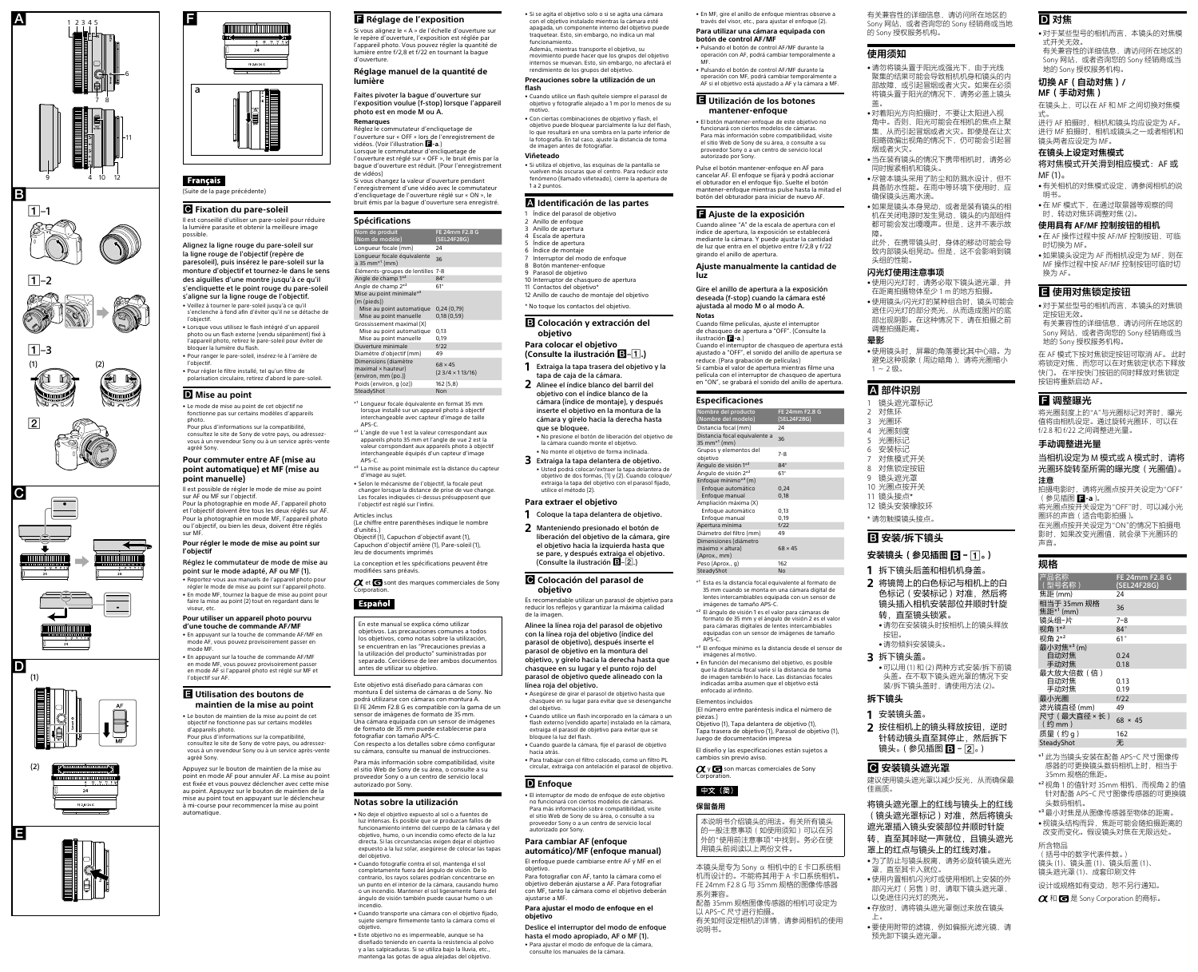A

1 2 3 4 5

6

7 8

11

9 4 10 12

B

1–1

1–2

1–3

(1) (2)

2

C

D

(1)

AF

MF

(2)

E

F

a

## Français

(Suite de la page précédente)

### C Fixation du pare-soleil

Il est conseillé d'utiliser un pare-soleil pour réduire la lumière parasite et obtenir la meilleure image possible.

**Alignez la ligne rouge du pare-soleil sur la ligne rouge de l'objectif (repère de paresoleil), puis insérez le pare-soleil sur la monture des aiguilles d'une montre jusqu'à ce qu'il s'encliquette et le point rouge du pare-soleil s'aligne sur la ligne rouge de l'objectif.**

- Veillez à tourner le pare-soleil jusqu'à ce qu'il s'enclenche à fond afin d'éviter qu'il ne se détache de l'objectif.
- Lorsque vous utilisez le flash intégré d'un appareil photo ou un flash externe (vendu séparément) fixé à l'appareil photo, retirez le pare-soleil pour éviter de bloquer la lumière du flash.
- Pour ranger le pare-soleil, insérez-le à l'arrière de l'objectif.
- Pour régler le filtre installé, tel qu'un filtre de polarisation circulaire, retirez d'abord le pare-soleil.

### D Mise au point

- Le mode de mise au point de cet objectif ne fonctionne pas sur certains modèles d'appareils photo.
  Pour plus d'informations sur la compatibilité, consultez le site de Sony de votre pays, ou adressez-vous à un revendeur Sony ou à un service après-vente agréé Sony.

#### Pour commuter entre AF (mise au point automatique) et MF (mise au point manuelle)

Il est possible de régler le mode de mise au point sur AF ou MF sur l'objectif.
Pour la photographie en mode AF, l'appareil photo et l'objectif doivent être tous les deux réglés sur AF. Pour la photographie en mode MF, l'appareil photo ou l'objectif, ou bien les deux, doivent être réglés sur MF.

#### Pour régler le mode de mise au point sur l'objectif

**Réglez le commutateur de mode de mise au point sur le mode adapté, AF ou MF (1).**

- Reportez-vous aux manuels de l'appareil photo pour régler le mode de mise au point sur l'appareil photo.
- En mode MF, tournez la bague de mise au point pour faire la mise au point (2) tout en regardant dans le viseur, etc.

#### Pour utiliser un appareil photo pourvu d'une touche de commande AF/MF

- En appuyant sur la touche de commande AF/MF en mode AF, vous pouvez provisoirement passer en mode MF.
- En appuyant sur la touche de commande AF/MF en mode MF, vous pouvez provisoirement passer en mode AF si l'appareil photo est réglé sur MF et l'objectif sur AF.

### E Utilisation des boutons de maintien de la mise au point

- Le bouton de maintien de la mise au point de cet objectif ne fonctionne pas sur certains modèles d'appareils photo.
  Pour plus d'informations sur la compatibilité, consultez le site de Sony de votre pays, ou adressez-vous à un revendeur Sony ou à un service après-vente agréé Sony.

Appuyez sur le bouton de maintien de la mise au point en mode AF pour annuler AF. La mise au point est fixée et vous pouvez déclencher avec cette mise au point. Appuyez sur le bouton de maintien de la mise au point tout en appuyant sur le déclencheur à mi-course pour recommencer la mise au point automatique.

### F Réglage de l'exposition

Si vous alignez le « A » de l'échelle d'ouverture sur le repère d'ouverture, l'exposition est réglée par l'appareil photo. Vous pouvez régler la quantité de lumière entre f/2,8 et f/22 en tournant la bague d'ouverture.

#### Réglage manuel de la quantité de lumière

**Faites pivoter la bague d'ouverture sur l'exposition voulue (f-stop) lorsque l'appareil photo est en mode M ou A.**

**Remarques**

Réglez le commutateur d'encliquetage de l'ouverture sur « OFF » lors de l'enregistrement de vidéos. (Voir l'illustration F-a.)
Lorsque le commutateur d'encliquetage de l'ouverture est réglé sur « OFF », le bruit émis par la bague d'ouverture est réduit. (Pour l'enregistrement de vidéos)
Si vous changez la valeur d'ouverture pendant l'enregistrement d'une vidéo avec le commutateur d'encliquetage de l'ouverture réglé sur « ON », le bruit émis par la bague d'ouverture sera enregistré.

### Spécifications

| Nom de produit (Nom de modèle) | FE 24mm F2.8 G (SEL24F28G) |
|---|---|
| Longueur focale (mm) | 24 |
| Longueur focale équivalente à 35 mm*[1] (mm) | 36 |
| Éléments-groupes de lentilles | 7-8 |
| Angle de champ 1*[2] | 84° |
| Angle de champ 2*[2] | 61° |
| Mise au point minimale*[3] (m (pieds)) | |
| Mise au point automatique | 0,24 (0,79) |
| Mise au point manuelle | 0,18 (0,59) |
| Grossissement maximal (X) | |
| Mise au point automatique | 0,13 |
| Mise au point manuelle | 0,19 |
| Ouverture minimale | f/22 |
| Diamètre d'objectif (mm) | 49 |
| Dimensions (diamètre maximal × hauteur) (environ, mm (po.)) | 68 × 45 (2 3/4 × 1 13/16) |
| Poids (environ, g (oz)) | 162 (5,8) |
| SteadyShot | Non |

*1 Longueur focale équivalente en format 35 mm lorsque installé sur un appareil photo à objectif interchangeable avec capteur d'image de taille APS-C.
*2 L'angle de vue 1 est la valeur correspondant aux appareils photo 35 mm et l'angle de vue 2 est la valeur correspondant aux appareils photo à objectif interchangeable équipés d'un capteur d'image APS-C.
*3 La mise au point minimale est la distance du capteur d'image au sujet.

- Selon le mécanisme de l'objectif, la focale peut changer lorsque la distance de prise de vue change. Les focales indiquées ci-dessus présupposent que l'objectif est réglé sur l'infini.

Articles inclus
(Le chiffre entre parenthèses indique le nombre d'unités.)
Objectif (1), Capuchon d'objectif avant (1), Capuchon d'objectif arrière (1), Pare-soleil (1), Jeu de documents imprimés

La conception et les spécifications peuvent être modifiées sans préavis.

α et G sont des marques commerciales de Sony Corporation.

## Español

En este manual se explica cómo utilizar objetivos. Las precauciones comunes a todos los objetivos, como notas sobre la utilización, se encuentran en las "Precauciones previas a la utilización del producto" suministradas por separado. Cerciórese de leer ambos documentos antes de utilizar su objetivo.

Este objetivo está diseñado para cámaras con montura E del sistema de cámaras α de Sony. No podrá utilizarse con cámaras con montura A.
El FE 24mm F2.8 G es compatible con la gama de un sensor de imágenes de formato de 35 mm.
Una cámara equipada con un sensor de imágenes de formato de 35 mm puede establecerse para fotografiar con tamaño APS-C.
Con respecto a los detalles sobre cómo configurar su cámara, consulte su manual de instrucciones.

Para más información sobre compatibilidad, visite el sitio Web de Sony de su área, o consulte a su proveedor Sony o a un centro de servicio local autorizado por Sony.

### Notas sobre la utilización

- No deje el objetivo expuesto al sol o a fuentes de luz intensas. Es posible que se produzcan fallos de funcionamiento interno del cuerpo de la cámara y del objetivo, humo, o un incendio como efecto de la luz directa. Si las circunstancias exigen dejar el objetivo expuesto a la luz solar, asegúrese de colocar las tapas del objetivo.
- Cuando fotografíe contra el sol, mantenga el sol completamente fuera del ángulo de visión. De lo contrario, los rayos solares podrían concentrarse en un punto en el interior de la cámara, causando humo o un incendio. Mantenga el sol ligeramente fuera del ángulo de visión también puede causar humo o un incendio.
- Cuando transporte una cámara con el objetivo fijado, sujete siempre firmemente tanto la cámara como el objetivo.
- Este objetivo no es impermeable, aunque se ha diseñado teniendo en cuenta la resistencia al polvo y a las salpicaduras. Si se utiliza bajo la lluvia, etc., mantenga las gotas de agua alejadas del objetivo.
- Si se agita el objetivo solo o si se agita una cámara con el objetivo instalado mientras la cámara está apagada, un componente interno del objetivo puede traquetear. Esto, sin embargo, no indica un mal funcionamiento.
  Además, mientras transporte el objetivo, su movimiento puede hacer que los grupos del objetivo internos se muevan. Esto, sin embargo, no afectará el rendimiento de los grupos del objetivo.

#### Precauciones sobre la utilización de un flash

- Cuando utilice un flash quítele siempre el parasol de objetivo y fotografíe alejado a 1 m por lo menos de su motivo.
- Con ciertas combinaciones de objetivo y flash, el objetivo puede bloquear parcialmente la luz del flash, lo que resultará en una sombra en la parte inferior de la fotografía. En tal caso, ajuste la distancia de toma de imagen antes de fotografiar.

#### Viñeteado

- Si utiliza el objetivo, las esquinas de la pantalla se vuelven más oscuras que el centro. Para reducir este fenómeno (llamado viñeteado), cierre la apertura de 1 a 2 puntos.

### A Identificación de las partes

1 Índice del parasol de objetivo
2 Anillo de enfoque
3 Anillo de apertura
4 Escala de apertura
5 Índice de apertura
6 Índice de montaje
7 Interruptor del modo de enfoque
8 Botón mantener-enfoque
9 Parasol de objetivo
10 Interruptor de chasqueo de apertura
11 Contactos del objetivo*
12 Anillo de caucho de montaje del objetivo

* No toque los contactos del objetivo.

### B Colocación y extracción del objetivo

#### Para colocar el objetivo (Consulte la ilustración B-1.)

1. **Extraiga la tapa trasera del objetivo y la tapa de caja de la cámara.**
2. **Alinee el índice blanco del barril del objetivo con el índice blanco de la cámara (índice de montaje), y después inserte el objetivo en la montura de la cámara y gírelo hacia la derecha hasta que se bloquee.**
   - No presione el botón de liberación del objetivo de la cámara cuando monte el objetivo.
   - No monte el objetivo de forma inclinada.
3. **Extraiga la tapa delantera de objetivo.**
   - Usted podrá colocar/extraer la tapa delantera de objetivo de dos formas, (1) y (2). Cuando coloque/extraiga la tapa del objetivo con el parasol fijado, utilice el método (2).

#### Para extraer el objetivo

1. **Coloque la tapa delantera de objetivo.**
2. **Manteniendo presionado el botón de liberación del objetivo de la cámara, gire el objetivo hacia la izquierda hasta que se pare, y después extraiga el objetivo. (Consulte la ilustración B-2.)**

### C Colocación del parasol de objetivo

Es recomendable utilizar un parasol de objetivo para reducir los reflejos y garantizar la máxima calidad de la imagen.

**Alinee la línea roja del parasol de objetivo con la línea roja del objetivo (índice del parasol de objetivo), después inserte el parasol de objetivo en la montura del objetivo, y gírelo hacia la derecha hasta que chasquee en su lugar y el punto rojo del parasol de objetivo quede alineado con la línea roja del objetivo.**

- Asegúrese de girar el parasol de objetivo hasta que chasquee en su lugar para evitar que se desenganche del objetivo.
- Cuando utilice un flash incorporado en la cámara o un flash externo (vendido aparte) instalado en la cámara, extraiga el parasol de objetivo para evitar que se bloquee la luz del flash.
- Cuando guarde la cámara, fije el parasol de objetivo hacia atrás.
- Para trabajar con el filtro colocado, como un filtro PL circular, extraiga con antelación el parasol de objetivo.

### D Enfoque

- El interruptor de modo de enfoque de este objetivo no funcionará con ciertos modelos de cámaras.
  Para más información sobre compatibilidad, visite el sitio Web de Sony de su área, o consulte a su proveedor Sony o a un centro de servicio local autorizado por Sony.

#### Para cambiar AF (enfoque automático)/MF (enfoque manual)

El enfoque puede cambiarse entre AF y MF en el objetivo.
Para fotografiar con AF, tanto la cámara como el objetivo deberán ajustarse a AF. Para fotografiar con MF, tanto la cámara como el objetivo deberán ajustarse a MF.

#### Para ajustar el modo de enfoque en el objetivo

**Deslice el interruptor del modo de enfoque hasta el modo apropiado, AF o MF (1).**

- Para ajustar el modo de enfoque de la cámara, consulte los manuales de la cámara.
- En MF, gire el anillo de enfoque mientras observa a través del visor, etc., para ajustar el enfoque (2).

#### Para utilizar una cámara equipada con botón de control AF/MF

- Pulsando el botón de control AF/MF durante la operación con AF, podrá cambiar temporalmente a MF.
- Pulsando el botón de control AF/MF durante la operación con MF, podrá cambiar temporalmente a AF si el objetivo está ajustado a AF y la cámara a MF.

### E Utilización de los botones mantener-enfoque

- El botón mantener-enfoque de este objetivo no funcionará con ciertos modelos de cámaras.
  Para más información sobre compatibilidad, visite el sitio Web de Sony de su área, o consulte a su proveedor Sony o a un centro de servicio local autorizado por Sony.

Pulse el botón mantener-enfoque en AF para cancelar AF. El enfoque se fijará y podrá accionar el obturador en el enfoque fijo. Suelte el botón mantener-enfoque mientras pulse hasta la mitad el botón del obturador para iniciar de nuevo AF.

### F Ajuste de la exposición

Cuando alinee "A" de la escala de apertura con el índice de apertura, la exposición se establecerá mediante la cámara. Y puede ajustar la cantidad de luz que entra en el objetivo entre f/2,8 y f/22 girando el anillo de apertura.

#### Ajuste manualmente la cantidad de luz

**Gire el anillo de apertura a la exposición deseada (f-stop) cuando la cámara esté ajustada al modo M o al modo A.**

**Notas**

Cuando filme películas, ajuste el interruptor de chasqueo de apertura a "OFF". (Consulte la ilustración F-a.)
Cuando el interruptor de chasqueo de apertura está ajustado a "OFF", el sonido del anillo de apertura se reduce. (Para grabación de películas)
Si cambia el valor de apertura mientras filme una película con el interruptor de chasqueo de apertura en "ON", se grabará el sonido del anillo de apertura.

### Especificaciones

| Nombre del producto (Nombre del modelo) | FE 24mm F2.8 G (SEL24F28G) |
|---|---|
| Distancia focal (mm) | 24 |
| Distancia focal equivalente a 35 mm*[1] (mm) | 36 |
| Grupos y elementos del objetivo | 7-8 |
| Ángulo de visión 1*[2] | 84° |
| Ángulo de visión 2*[2] | 61° |
| Enfoque mínimo*[3] (m) | |
| Enfoque automático | 0,24 |
| Enfoque manual | 0,18 |
| Ampliación máxima (X) | |
| Enfoque automático | 0,13 |
| Enfoque manual | 0,19 |
| Apertura mínima | f/22 |
| Diámetro del filtro (mm) | 49 |
| Dimensiones (diámetro máximo × altura) (Aprox., mm) | 68 × 45 |
| Peso (Aprox., g) | 162 |
| SteadyShot | No |

*1 Esta es la distancia focal equivalente al formato de 35 mm cuando se monta en una cámara digital de lentes intercambiables equipada con un sensor de imágenes de tamaño APS-C.
*2 El ángulo de visión 1 es el valor para cámaras de formato de 35 mm y el ángulo de visión 2 es el valor para cámaras digitales de lentes intercambiables equipadas con un sensor de imágenes de tamaño APS-C.
*3 El enfoque mínimo es la distancia desde el sensor de imágenes al motivo.

- En función del mecanismo del objetivo, es posible que la distancia focal varíe si la distancia de toma de imagen también lo hace. Las distancias focales indicadas arriba asumen que el objetivo está enfocado al infinito.

Elementos incluidos
(El número entre paréntesis indica el número de piezas.)
Objetivo (1), Tapa delantera de objetivo (1), Tapa trasera de objetivo (1), Parasol de objetivo (1), Juego de documentación impresa

El diseño y las especificaciones están sujetos a cambios sin previo aviso.

α y G son marcas comerciales de Sony Corporation.

## 中文（简）

### 保留备用

本说明书介绍镜头的用法。有关所有镜头的一般注意事项（如使用须知）可以在另外的"使用前注意事项"中找到。务必在使用镜头前阅读以上两份文件。

本镜头是专为 Sony α 相机中的 E 卡口系统相机而设计的。不能将其用于 A 卡口系统相机。
FE 24mm F2.8 G 与 35mm 规格的图像传感器系列兼容。
配备 35mm 规格图像传感器的相机可设定为以 APS-C 尺寸进行拍摄。
有关如何设定相机的详情，请参阅相机的使用说明书。

有关兼容性的详细信息，请访问所在地区的 Sony 网站，或者咨询您的 Sony 经销商或当地的 Sony 授权服务机构。

### 使用须知

- 请勿将镜头置于阳光或强光下。由于光线聚焦的结果可能会导致相机机身和镜头的内部故障，或引起冒烟或火灾。如果在必须将镜头置于阳光的情况下，请务必盖上镜头盖。
- 对着阳光方向拍摄时，不要让太阳进入视角中。否则，阳光可能会在相机的焦点上聚集，从而引起冒烟或者火灾。即便是在让太阳略微偏离视角的情况下，仍可能会引起冒烟或者火灾。
- 当在装有镜头的情况下携带相机时，请务必同时握紧相机和镜头。
- 尽管本镜头采用了防尘和防溅水设计，但不具备防水性能。在雨中等环境下使用时，应确保镜头远离水滴。
- 如果是镜头本身晃动，或者是装有镜头的相机在关闭电源时发生晃动，镜头的内部组件都可能会发出嘎嘎声。但是，这并不表示故障。
  此外，在携带镜头时，身体的移动可能会导致内部镜头组晃动。但是，这不会影响到镜头组的性能。

#### 闪光灯使用注意事项

- 使用闪光灯时，请务必取下镜头遮光罩，并在距离拍摄物体至少 1 m 的地方拍摄。
- 使用镜头/闪光灯的某种组合时，镜头可能会遮住闪光灯的部分亮光，从而造成图片的底部出现阴影。在这种情况下，请在拍摄之前调整拍摄距离。

#### 暴影

- 使用镜头时，屏幕的角落要比其中心暗。为避免这种现象（周边暗角），请将光圈缩小 1 ～ 2 级。

### A 部件识别

1 镜头遮光罩标记
2 对焦环
3 光圈环
4 光圈刻度
5 光圈标记
6 安装标记
7 对焦模式开关
8 对焦锁定按钮
9 镜头遮光罩
10 光圈点按开关
11 镜头接点*
12 镜头安装橡胶环

* 请勿触摸镜头接点。

### B 安装/拆下镜头

#### 安装镜头（参见插图 B – 1。）

1. **拆下镜头后盖和相机机身盖。**
2. **将镜筒上的白色标记与相机上的白色标记（安装标记）对准，然后将镜头插入相机安装部位并顺时针旋转，直至镜头锁紧。**
   - 请勿在安装镜头时按相机上的镜头释放按钮。
   - 请勿倾斜安装镜头。
3. **拆下镜头盖。**
   - 可以用 (1) 和 (2) 两种方式安装/拆下前镜头盖。在不取下镜头遮光罩的情况下安装/拆下镜头盖时，请使用方法 (2)。

#### 拆下镜头

1. **安装镜头盖。**
2. **按住相机上的镜头释放按钮，逆时针转动镜头直至其停止，然后拆下镜头。（参见插图 B – 2。）**

### C 安装镜头遮光罩

建议使用镜头遮光罩以减少反光，从而确保最佳画质。

**将镜头遮光罩上的红线与镜头上的红线（镜头遮光罩标记）对准，然后将镜头遮光罩插入镜头安装部位并顺时针旋转，直至其咔哒一声就位，且镜头遮光罩上的红点与镜头上的红线对准。**

- 为了防止与镜头脱离，请务必旋转镜头遮光罩，直至其卡入就位。
- 使用内置相机闪光灯或使用相机上安装的外部闪光灯（另售）时，请取下镜头遮光罩，以免遮住闪光灯的亮光。
- 存放时，请将镜头遮光罩倒过来放在镜头上。
- 要使用附带的滤镜，例如偏振光滤光镜，请预先卸下镜头遮光罩。

### D 对焦

- 对于某些型号的相机而言，本镜头的对焦模式开关无效。
  有关兼容性的详细信息，请访问所在地区的 Sony 网站，或者咨询您的 Sony 经销商或当地的 Sony 授权服务机构。

#### 切换 AF（自动对焦）/MF（手动对焦）

在镜头上，可以在 AF 和 MF 之间切换对焦模式。
进行 AF 拍摄时，相机和镜头均应设定为 AF。进行 MF 拍摄时，相机或镜头之一或者相机和镜头两者应设定为 MF。

#### 在镜头上设定对焦模式

**将对焦模式开关滑到相应模式：AF 或 MF (1)。**

- 有关相机的对焦模式设定，请参阅相机的说明书。
- 在 MF 模式下，在通过取景器等观察的同时，转动对焦环调整对焦 (2)。

#### 使用具有 AF/MF 控制按钮的相机

- 在 AF 操作过程中按 AF/MF 控制按钮，可临时切换为 MF。
- 如果镜头设定为 AF 而相机设定为 MF，则在 MF 操作过程中按 AF/MF 控制按钮可临时切换为 AF。

### E 使用对焦锁定按钮

- 对于某些型号的相机而言，本镜头的对焦锁定按钮无效。
  有关兼容性的详细信息，请访问所在地区的 Sony 网站，或者咨询您的 Sony 经销商或当地的 Sony 授权服务机构。

在 AF 模式下按对焦锁定按钮可取消 AF。此时将锁定对焦，而您可以在对焦锁定状态下释放快门。在半按快门按钮的同时释放对焦锁定按钮将重新启动 AF。

### F 调整曝光

将光圈刻度上的"A"与光圈标记对齐时，曝光值将由相机设定。通过旋转光圈环，可以在 f/2.8 和 f/22 之间调整进光量。

#### 手动调整进光量

**当相机设定为 M 模式或 A 模式时，请将光圈环旋转至所需的曝光度（光圈值）。**

**注意**

拍摄电影时，请将光圈点按开关设定为"OFF"（参见插图 F-a）。
将光圈点按开关设定为"OFF"时，可以减小光圈环的声音（适合电影拍摄）。
在光圈点按开关设定为"ON"的情况下拍摄电影时，如果改变光圈值，就会录下光圈环的声音。

### 规格

| 产品名称（型号名称） | FE 24mm F2.8 G (SEL24F28G) |
|---|---|
| 焦距 (mm) | 24 |
| 相当于 35mm 规格焦距*[1] (mm) | 36 |
| 镜头组-片 | 7–8 |
| 视角 1*[2] | 84° |
| 视角 2*[2] | 61° |
| 最小对焦*[3] (m) | |
| 自动对焦 | 0.24 |
| 手动对焦 | 0.18 |
| 最大放大倍率（倍） | |
| 自动对焦 | 0.13 |
| 手动对焦 | 0.19 |
| 最小光圈 | f/22 |
| 滤光镜直径 (mm) | 49 |
| 尺寸（最大直径 × 长）（约 mm） | 68 × 45 |
| 质量（约 g） | 162 |
| SteadyShot | 无 |

*1 此为当镜头安装在配备 APS-C 尺寸图像传感器的可更换镜头数码相机上时，相当于 35mm 规格的焦距。
*2 视角 1 的值针对 35mm 相机，而视角 2 的值针对配备 APS-C 尺寸图像传感器的可更换镜头数码相机。
*3 最小对焦是从图像传感器至物体的距离。

- 视镜头结构而异，焦距可能会随拍摄距离的改变而变化。假设镜头对焦在无限远处。

所含物品
（括号中的数字代表件数。）
镜头 (1)、镜头盖 (1)、镜头后盖 (1)、镜头遮光罩 (1)、成套印刷文件

设计或规格如有变动，恕不另行通知。

α 和 G 是 Sony Corporation 的商标。